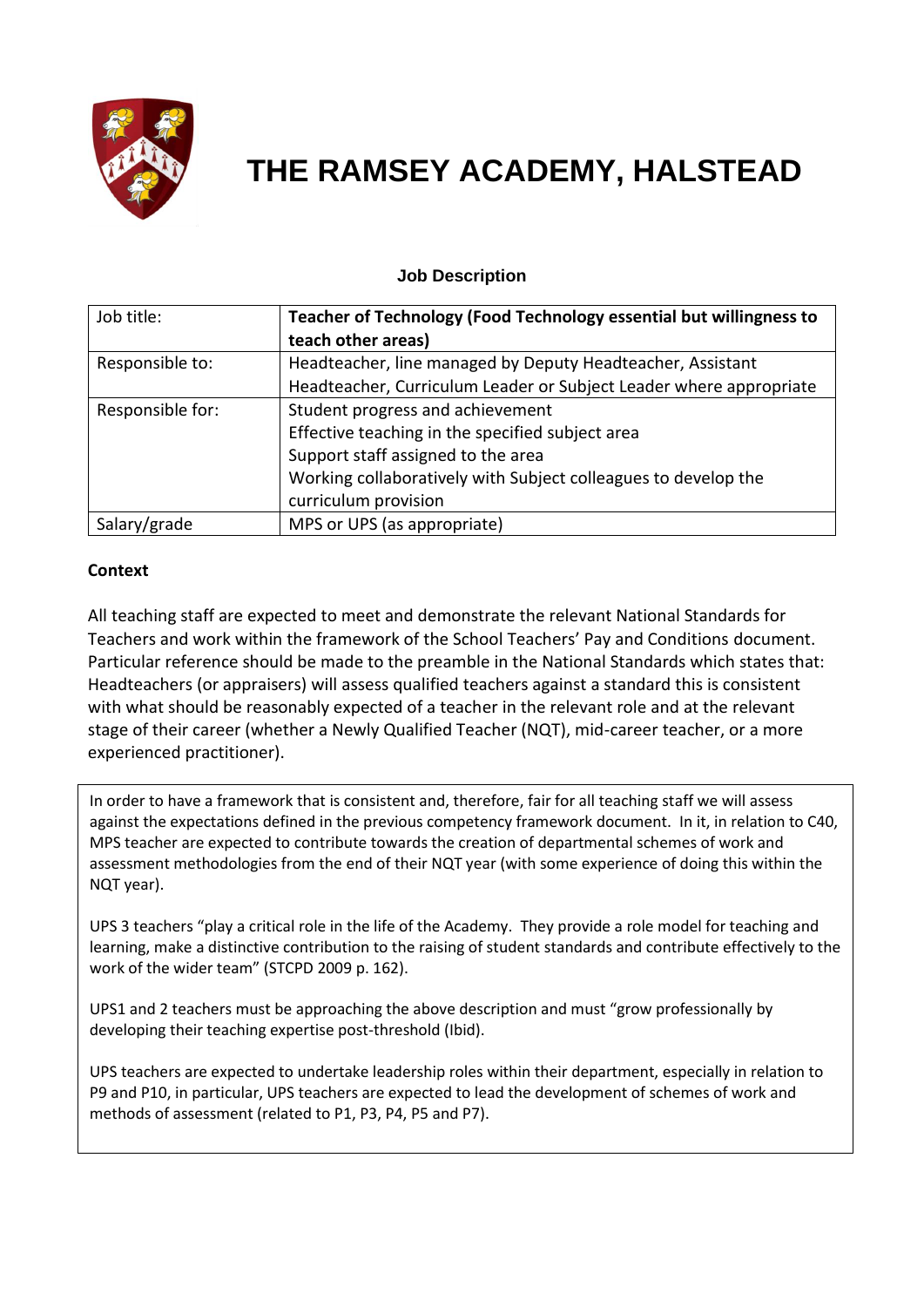# THE RAMSEY ACADEMY, HALSTEAD

### Job Description

| Job title: | **Teacher of Technology (Food Technology essential but willingness to teach other areas)** |
|---|---|
| Responsible to: | Headteacher, line managed by Deputy Headteacher, Assistant Headteacher, Curriculum Leader or Subject Leader where appropriate |
| Responsible for: | Student progress and achievement<br>Effective teaching in the specified subject area<br>Support staff assigned to the area<br>Working collaboratively with Subject colleagues to develop the curriculum provision |
| Salary/grade | MPS or UPS (as appropriate) |

**Context**

All teaching staff are expected to meet and demonstrate the relevant National Standards for Teachers and work within the framework of the School Teachers' Pay and Conditions document. Particular reference should be made to the preamble in the National Standards which states that: Headteachers (or appraisers) will assess qualified teachers against a standard this is consistent with what should be reasonably expected of a teacher in the relevant role and at the relevant stage of their career (whether a Newly Qualified Teacher (NQT), mid-career teacher, or a more experienced practitioner).

In order to have a framework that is consistent and, therefore, fair for all teaching staff we will assess against the expectations defined in the previous competency framework document. In it, in relation to C40, MPS teacher are expected to contribute towards the creation of departmental schemes of work and assessment methodologies from the end of their NQT year (with some experience of doing this within the NQT year).

UPS 3 teachers "play a critical role in the life of the Academy. They provide a role model for teaching and learning, make a distinctive contribution to the raising of student standards and contribute effectively to the work of the wider team" (STCPD 2009 p. 162).

UPS1 and 2 teachers must be approaching the above description and must "grow professionally by developing their teaching expertise post-threshold (Ibid).

UPS teachers are expected to undertake leadership roles within their department, especially in relation to P9 and P10, in particular, UPS teachers are expected to lead the development of schemes of work and methods of assessment (related to P1, P3, P4, P5 and P7).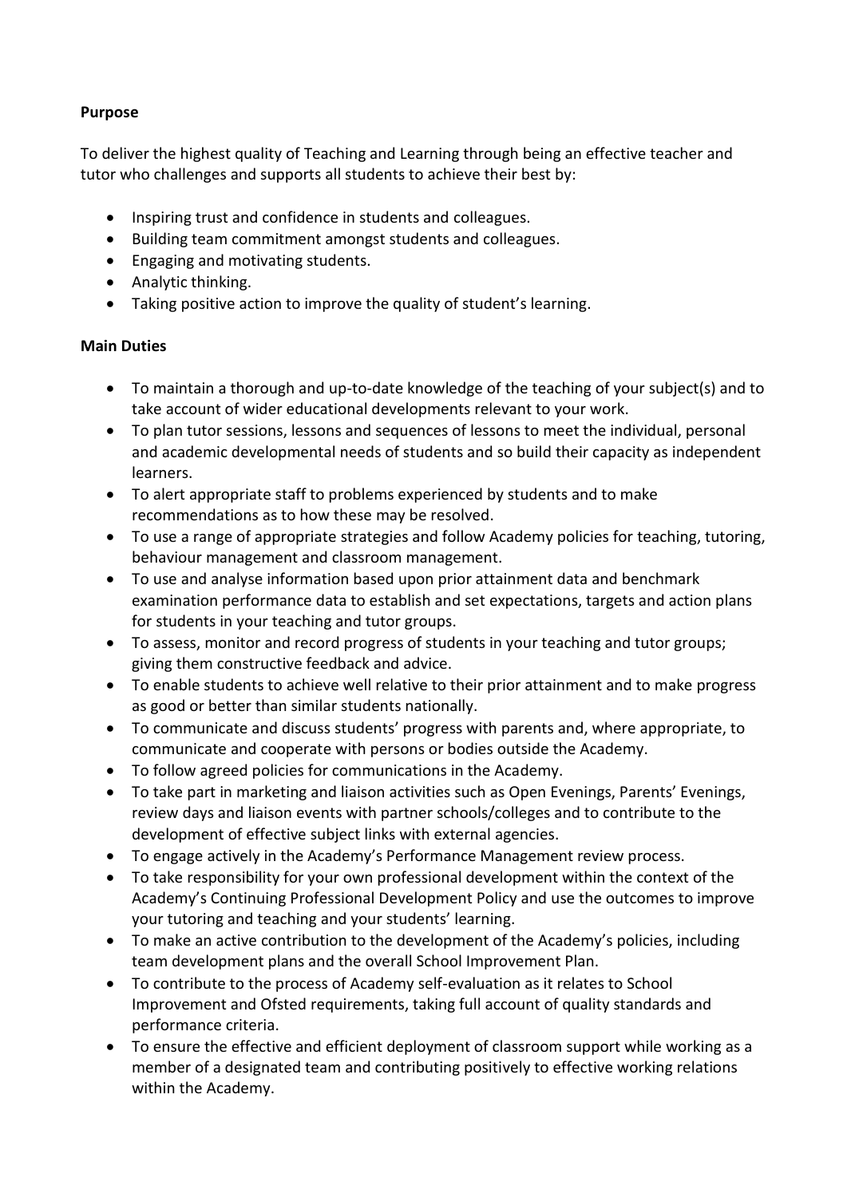**Purpose**

To deliver the highest quality of Teaching and Learning through being an effective teacher and tutor who challenges and supports all students to achieve their best by:

- Inspiring trust and confidence in students and colleagues.
- Building team commitment amongst students and colleagues.
- Engaging and motivating students.
- Analytic thinking.
- Taking positive action to improve the quality of student's learning.

**Main Duties**

- To maintain a thorough and up-to-date knowledge of the teaching of your subject(s) and to take account of wider educational developments relevant to your work.
- To plan tutor sessions, lessons and sequences of lessons to meet the individual, personal and academic developmental needs of students and so build their capacity as independent learners.
- To alert appropriate staff to problems experienced by students and to make recommendations as to how these may be resolved.
- To use a range of appropriate strategies and follow Academy policies for teaching, tutoring, behaviour management and classroom management.
- To use and analyse information based upon prior attainment data and benchmark examination performance data to establish and set expectations, targets and action plans for students in your teaching and tutor groups.
- To assess, monitor and record progress of students in your teaching and tutor groups; giving them constructive feedback and advice.
- To enable students to achieve well relative to their prior attainment and to make progress as good or better than similar students nationally.
- To communicate and discuss students' progress with parents and, where appropriate, to communicate and cooperate with persons or bodies outside the Academy.
- To follow agreed policies for communications in the Academy.
- To take part in marketing and liaison activities such as Open Evenings, Parents' Evenings, review days and liaison events with partner schools/colleges and to contribute to the development of effective subject links with external agencies.
- To engage actively in the Academy's Performance Management review process.
- To take responsibility for your own professional development within the context of the Academy's Continuing Professional Development Policy and use the outcomes to improve your tutoring and teaching and your students' learning.
- To make an active contribution to the development of the Academy's policies, including team development plans and the overall School Improvement Plan.
- To contribute to the process of Academy self-evaluation as it relates to School Improvement and Ofsted requirements, taking full account of quality standards and performance criteria.
- To ensure the effective and efficient deployment of classroom support while working as a member of a designated team and contributing positively to effective working relations within the Academy.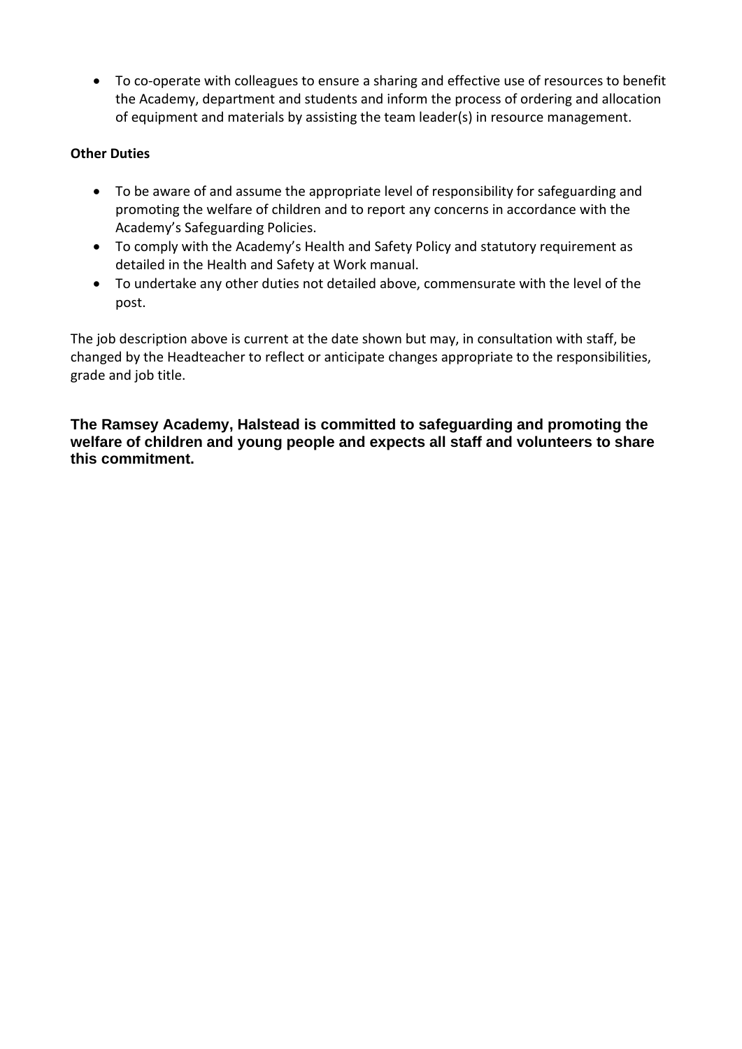- To co-operate with colleagues to ensure a sharing and effective use of resources to benefit the Academy, department and students and inform the process of ordering and allocation of equipment and materials by assisting the team leader(s) in resource management.

**Other Duties**

- To be aware of and assume the appropriate level of responsibility for safeguarding and promoting the welfare of children and to report any concerns in accordance with the Academy's Safeguarding Policies.
- To comply with the Academy's Health and Safety Policy and statutory requirement as detailed in the Health and Safety at Work manual.
- To undertake any other duties not detailed above, commensurate with the level of the post.

The job description above is current at the date shown but may, in consultation with staff, be changed by the Headteacher to reflect or anticipate changes appropriate to the responsibilities, grade and job title.

**The Ramsey Academy, Halstead is committed to safeguarding and promoting the welfare of children and young people and expects all staff and volunteers to share this commitment.**